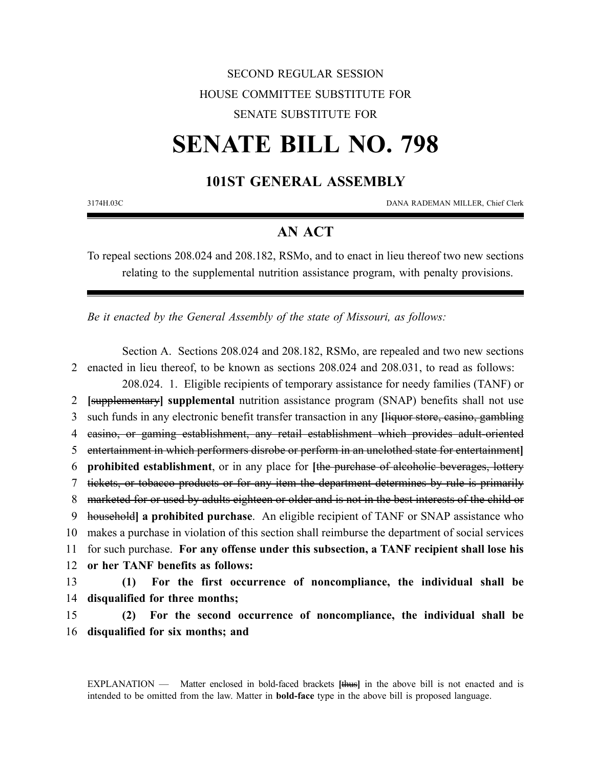SECOND REGULAR SESSION

HOUSE COMMITTEE SUBSTITUTE FOR

SENATE SUBSTITUTE FOR

# SENATE BILL NO. 798

## 101ST GENERAL ASSEMBLY

3174H.03C DANA RADEMAN MILLER, Chief Clerk

## AN ACT

To repeal sections 208.024 and 208.182, RSMo, and to enact in lieu thereof two new sections relating to the supplemental nutrition assistance program, with penalty provisions.

*Be it enacted by the General Assembly of the state of Missouri, as follows:*

Section A. Sections 208.024 and 208.182, RSMo, are repealed and two new sections enacted in lieu thereof, to be known as sections 208.024 and 208.031, to read as follows:

208.024. 1. Eligible recipients of temporary assistance for needy families (TANF) or **[**~~supplementary~~**]** **supplemental** nutrition assistance program (SNAP) benefits shall not use such funds in any electronic benefit transfer transaction in any **[**~~liquor store, casino, gambling casino, or gaming establishment, any retail establishment which provides adult-oriented entertainment in which performers disrobe or perform in an unclothed state for entertainment~~**]** **prohibited establishment**, or in any place for **[**~~the purchase of alcoholic beverages, lottery tickets, or tobacco products or for any item the department determines by rule is primarily marketed for or used by adults eighteen or older and is not in the best interests of the child or household~~**]** **a prohibited purchase**. An eligible recipient of TANF or SNAP assistance who makes a purchase in violation of this section shall reimburse the department of social services for such purchase. **For any offense under this subsection, a TANF recipient shall lose his or her TANF benefits as follows:**

**(1) For the first occurrence of noncompliance, the individual shall be disqualified for three months;**

**(2) For the second occurrence of noncompliance, the individual shall be disqualified for six months; and**

EXPLANATION — Matter enclosed in bold-faced brackets **[**~~thus~~**]** in the above bill is not enacted and is intended to be omitted from the law. Matter in **bold-face** type in the above bill is proposed language.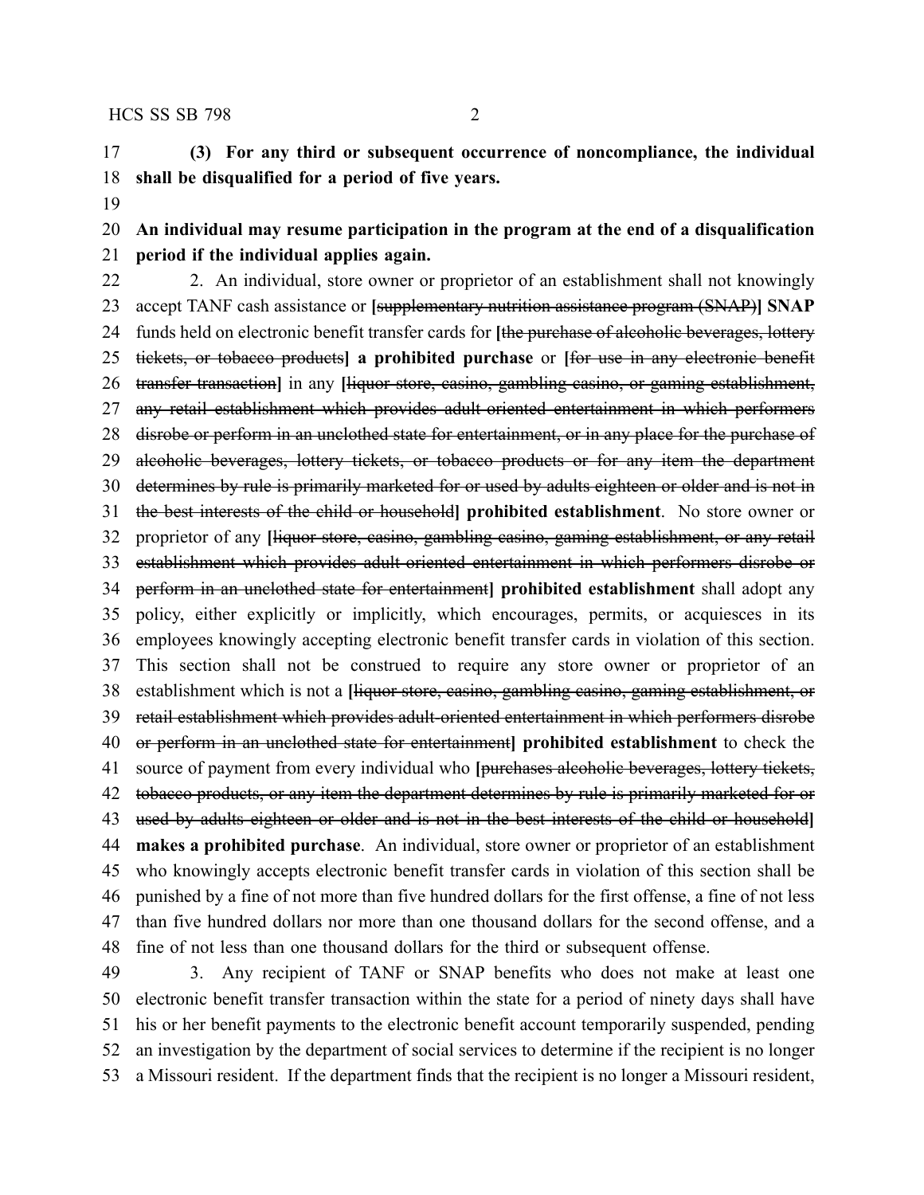**(3) For any third or subsequent occurrence of noncompliance, the individual shall be disqualified for a period of five years.**

**An individual may resume participation in the program at the end of a disqualification period if the individual applies again.**

2. An individual, store owner or proprietor of an establishment shall not knowingly accept TANF cash assistance or **[**~~supplementary nutrition assistance program (SNAP)~~**] SNAP** funds held on electronic benefit transfer cards for **[**~~the purchase of alcoholic beverages, lottery tickets, or tobacco products~~**] a prohibited purchase** or **[**~~for use in any electronic benefit transfer transaction~~**]** in any **[**~~liquor store, casino, gambling casino, or gaming establishment, any retail establishment which provides adult-oriented entertainment in which performers disrobe or perform in an unclothed state for entertainment, or in any place for the purchase of alcoholic beverages, lottery tickets, or tobacco products or for any item the department determines by rule is primarily marketed for or used by adults eighteen or older and is not in the best interests of the child or household~~**] prohibited establishment**. No store owner or proprietor of any **[**~~liquor store, casino, gambling casino, gaming establishment, or any retail establishment which provides adult-oriented entertainment in which performers disrobe or perform in an unclothed state for entertainment~~**] prohibited establishment** shall adopt any policy, either explicitly or implicitly, which encourages, permits, or acquiesces in its employees knowingly accepting electronic benefit transfer cards in violation of this section. This section shall not be construed to require any store owner or proprietor of an establishment which is not a **[**~~liquor store, casino, gambling casino, gaming establishment, or retail establishment which provides adult-oriented entertainment in which performers disrobe or perform in an unclothed state for entertainment~~**] prohibited establishment** to check the source of payment from every individual who **[**~~purchases alcoholic beverages, lottery tickets, tobacco products, or any item the department determines by rule is primarily marketed for or used by adults eighteen or older and is not in the best interests of the child or household~~**] makes a prohibited purchase**. An individual, store owner or proprietor of an establishment who knowingly accepts electronic benefit transfer cards in violation of this section shall be punished by a fine of not more than five hundred dollars for the first offense, a fine of not less than five hundred dollars nor more than one thousand dollars for the second offense, and a fine of not less than one thousand dollars for the third or subsequent offense.

3. Any recipient of TANF or SNAP benefits who does not make at least one electronic benefit transfer transaction within the state for a period of ninety days shall have his or her benefit payments to the electronic benefit account temporarily suspended, pending an investigation by the department of social services to determine if the recipient is no longer a Missouri resident. If the department finds that the recipient is no longer a Missouri resident,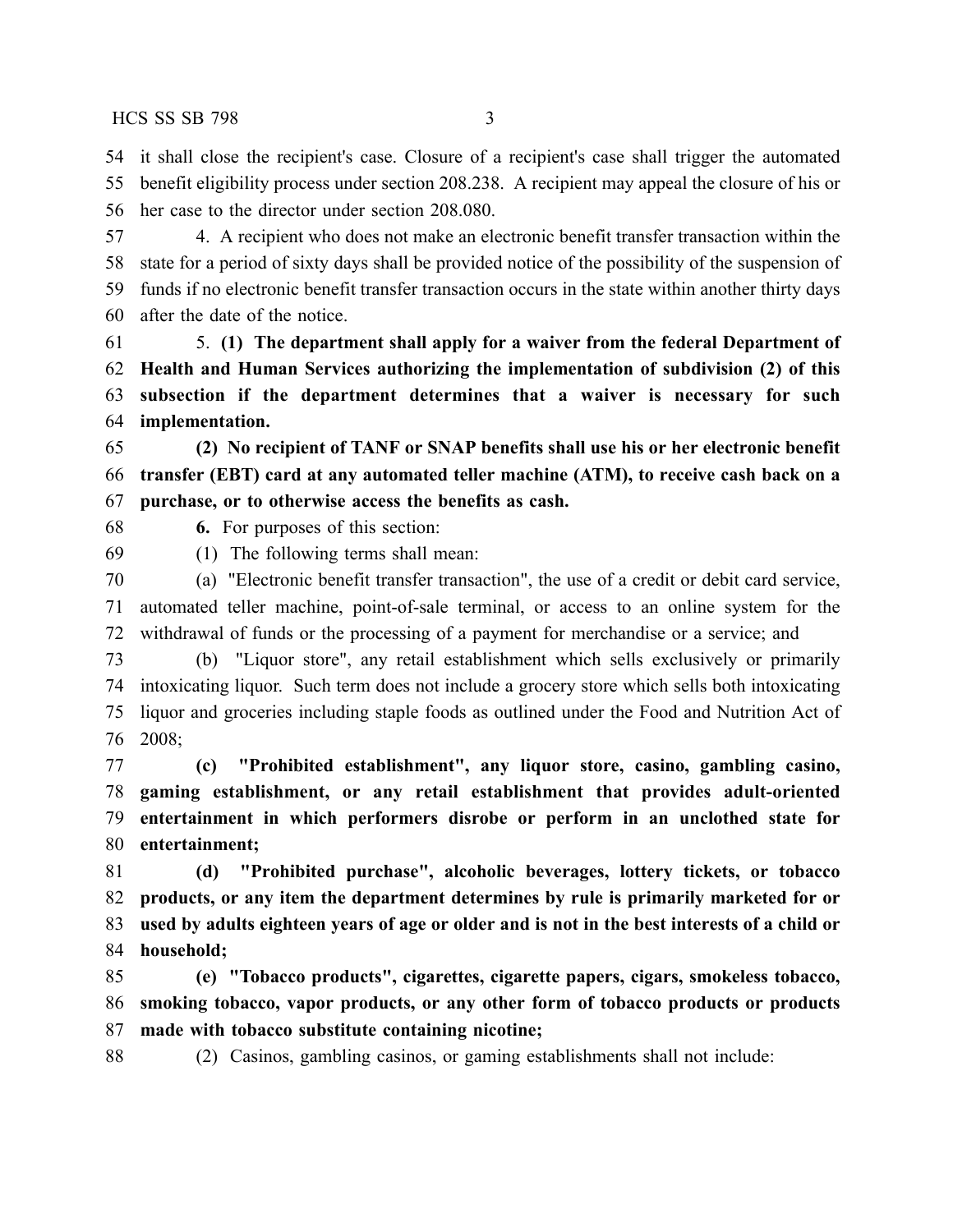it shall close the recipient's case. Closure of a recipient's case shall trigger the automated benefit eligibility process under section 208.238. A recipient may appeal the closure of his or her case to the director under section 208.080.

4. A recipient who does not make an electronic benefit transfer transaction within the state for a period of sixty days shall be provided notice of the possibility of the suspension of funds if no electronic benefit transfer transaction occurs in the state within another thirty days after the date of the notice.

5. **(1) The department shall apply for a waiver from the federal Department of Health and Human Services authorizing the implementation of subdivision (2) of this subsection if the department determines that a waiver is necessary for such implementation.**

**(2) No recipient of TANF or SNAP benefits shall use his or her electronic benefit transfer (EBT) card at any automated teller machine (ATM), to receive cash back on a purchase, or to otherwise access the benefits as cash.**

**6.** For purposes of this section:

(1) The following terms shall mean:

(a) "Electronic benefit transfer transaction", the use of a credit or debit card service, automated teller machine, point-of-sale terminal, or access to an online system for the withdrawal of funds or the processing of a payment for merchandise or a service; and

(b) "Liquor store", any retail establishment which sells exclusively or primarily intoxicating liquor. Such term does not include a grocery store which sells both intoxicating liquor and groceries including staple foods as outlined under the Food and Nutrition Act of 2008;

**(c) "Prohibited establishment", any liquor store, casino, gambling casino, gaming establishment, or any retail establishment that provides adult-oriented entertainment in which performers disrobe or perform in an unclothed state for entertainment;**

**(d) "Prohibited purchase", alcoholic beverages, lottery tickets, or tobacco products, or any item the department determines by rule is primarily marketed for or used by adults eighteen years of age or older and is not in the best interests of a child or household;**

**(e) "Tobacco products", cigarettes, cigarette papers, cigars, smokeless tobacco, smoking tobacco, vapor products, or any other form of tobacco products or products made with tobacco substitute containing nicotine;**

(2) Casinos, gambling casinos, or gaming establishments shall not include: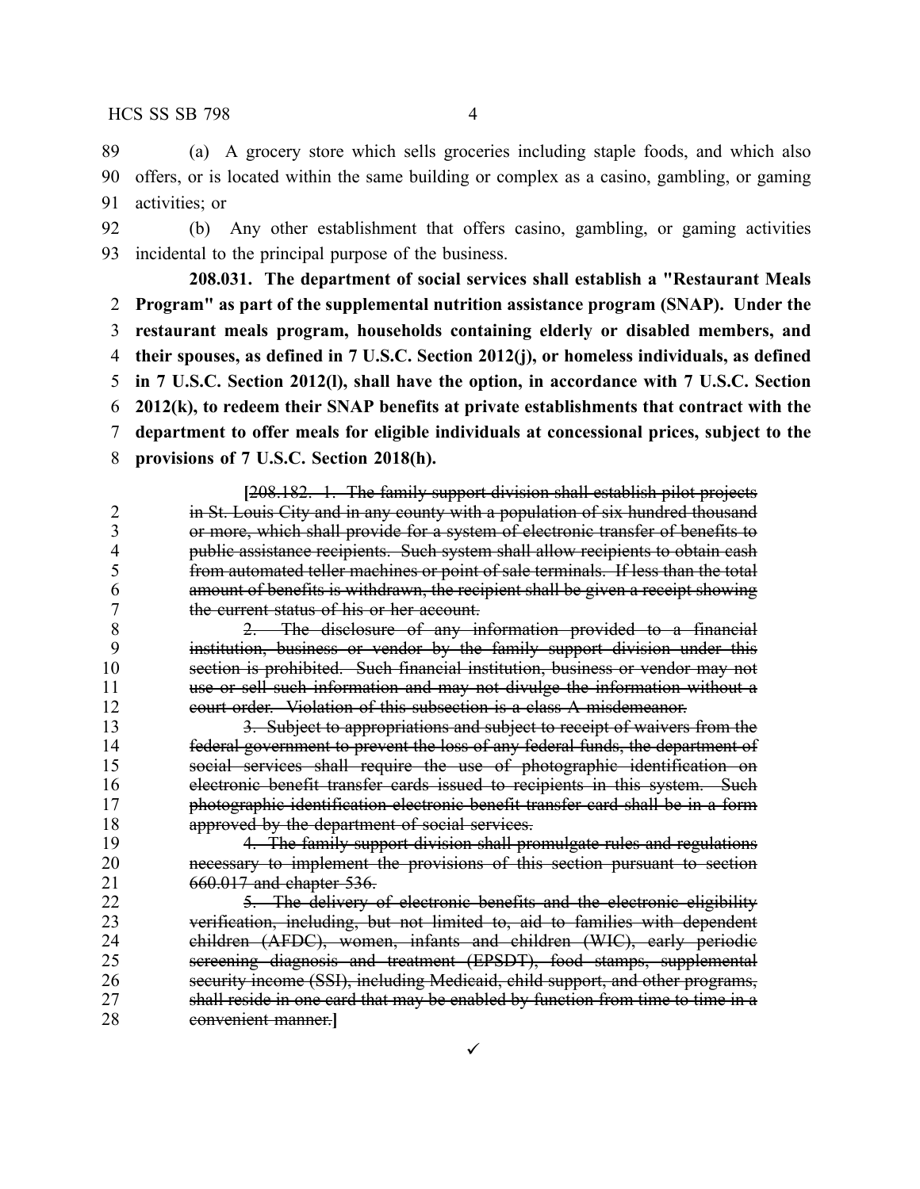(a) A grocery store which sells groceries including staple foods, and which also offers, or is located within the same building or complex as a casino, gambling, or gaming activities; or

(b) Any other establishment that offers casino, gambling, or gaming activities incidental to the principal purpose of the business.

**208.031. The department of social services shall establish a "Restaurant Meals Program" as part of the supplemental nutrition assistance program (SNAP). Under the restaurant meals program, households containing elderly or disabled members, and their spouses, as defined in 7 U.S.C. Section 2012(j), or homeless individuals, as defined in 7 U.S.C. Section 2012(l), shall have the option, in accordance with 7 U.S.C. Section 2012(k), to redeem their SNAP benefits at private establishments that contract with the department to offer meals for eligible individuals at concessional prices, subject to the provisions of 7 U.S.C. Section 2018(h).**

**[**~~208.182. 1. The family support division shall establish pilot projects in St. Louis City and in any county with a population of six hundred thousand or more, which shall provide for a system of electronic transfer of benefits to public assistance recipients. Such system shall allow recipients to obtain cash from automated teller machines or point of sale terminals. If less than the total amount of benefits is withdrawn, the recipient shall be given a receipt showing the current status of his or her account.~~

~~2. The disclosure of any information provided to a financial institution, business or vendor by the family support division under this section is prohibited. Such financial institution, business or vendor may not use or sell such information and may not divulge the information without a court order. Violation of this subsection is a class A misdemeanor.~~

~~3. Subject to appropriations and subject to receipt of waivers from the federal government to prevent the loss of any federal funds, the department of social services shall require the use of photographic identification on electronic benefit transfer cards issued to recipients in this system. Such photographic identification electronic benefit transfer card shall be in a form approved by the department of social services.~~

~~4. The family support division shall promulgate rules and regulations necessary to implement the provisions of this section pursuant to section 660.017 and chapter 536.~~

~~5. The delivery of electronic benefits and the electronic eligibility verification, including, but not limited to, aid to families with dependent children (AFDC), women, infants and children (WIC), early periodic screening diagnosis and treatment (EPSDT), food stamps, supplemental security income (SSI), including Medicaid, child support, and other programs, shall reside in one card that may be enabled by function from time to time in a convenient manner.~~**]**

✓